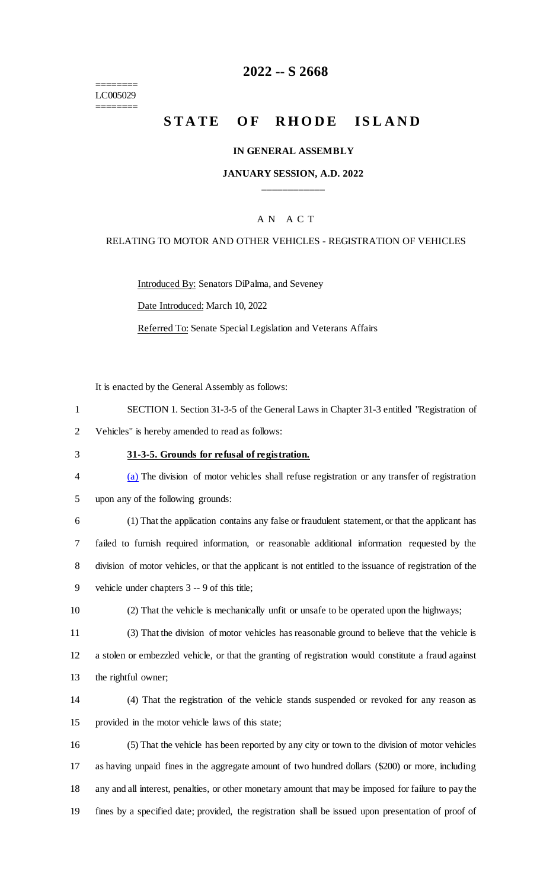========
LC005029
========

# 2022 -- S 2668

# STATE OF RHODE ISLAND

### IN GENERAL ASSEMBLY

### JANUARY SESSION, A.D. 2022

____________

A N A C T

RELATING TO MOTOR AND OTHER VEHICLES - REGISTRATION OF VEHICLES

Introduced By: Senators DiPalma, and Seveney

Date Introduced: March 10, 2022

Referred To: Senate Special Legislation and Veterans Affairs

It is enacted by the General Assembly as follows:

SECTION 1. Section 31-3-5 of the General Laws in Chapter 31-3 entitled "Registration of Vehicles" is hereby amended to read as follows:

**31-3-5. Grounds for refusal of registration.**

(a) The division of motor vehicles shall refuse registration or any transfer of registration upon any of the following grounds:

(1) That the application contains any false or fraudulent statement, or that the applicant has failed to furnish required information, or reasonable additional information requested by the division of motor vehicles, or that the applicant is not entitled to the issuance of registration of the vehicle under chapters 3 -- 9 of this title;

(2) That the vehicle is mechanically unfit or unsafe to be operated upon the highways;

(3) That the division of motor vehicles has reasonable ground to believe that the vehicle is a stolen or embezzled vehicle, or that the granting of registration would constitute a fraud against the rightful owner;

(4) That the registration of the vehicle stands suspended or revoked for any reason as provided in the motor vehicle laws of this state;

(5) That the vehicle has been reported by any city or town to the division of motor vehicles as having unpaid fines in the aggregate amount of two hundred dollars ($200) or more, including any and all interest, penalties, or other monetary amount that may be imposed for failure to pay the fines by a specified date; provided, the registration shall be issued upon presentation of proof of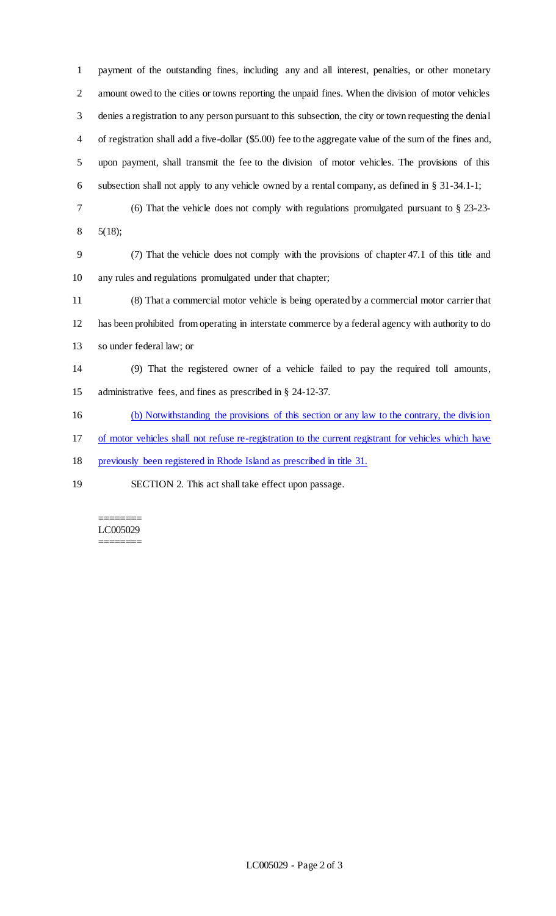payment of the outstanding fines, including any and all interest, penalties, or other monetary amount owed to the cities or towns reporting the unpaid fines. When the division of motor vehicles denies a registration to any person pursuant to this subsection, the city or town requesting the denial of registration shall add a five-dollar ($5.00) fee to the aggregate value of the sum of the fines and, upon payment, shall transmit the fee to the division of motor vehicles. The provisions of this subsection shall not apply to any vehicle owned by a rental company, as defined in § 31-34.1-1;

(6) That the vehicle does not comply with regulations promulgated pursuant to § 23-23-5(18);

(7) That the vehicle does not comply with the provisions of chapter 47.1 of this title and any rules and regulations promulgated under that chapter;

(8) That a commercial motor vehicle is being operated by a commercial motor carrier that has been prohibited from operating in interstate commerce by a federal agency with authority to do so under federal law; or

(9) That the registered owner of a vehicle failed to pay the required toll amounts, administrative fees, and fines as prescribed in § 24-12-37.

(b) Notwithstanding the provisions of this section or any law to the contrary, the division of motor vehicles shall not refuse re-registration to the current registrant for vehicles which have previously been registered in Rhode Island as prescribed in title 31.

SECTION 2. This act shall take effect upon passage.

========
LC005029
========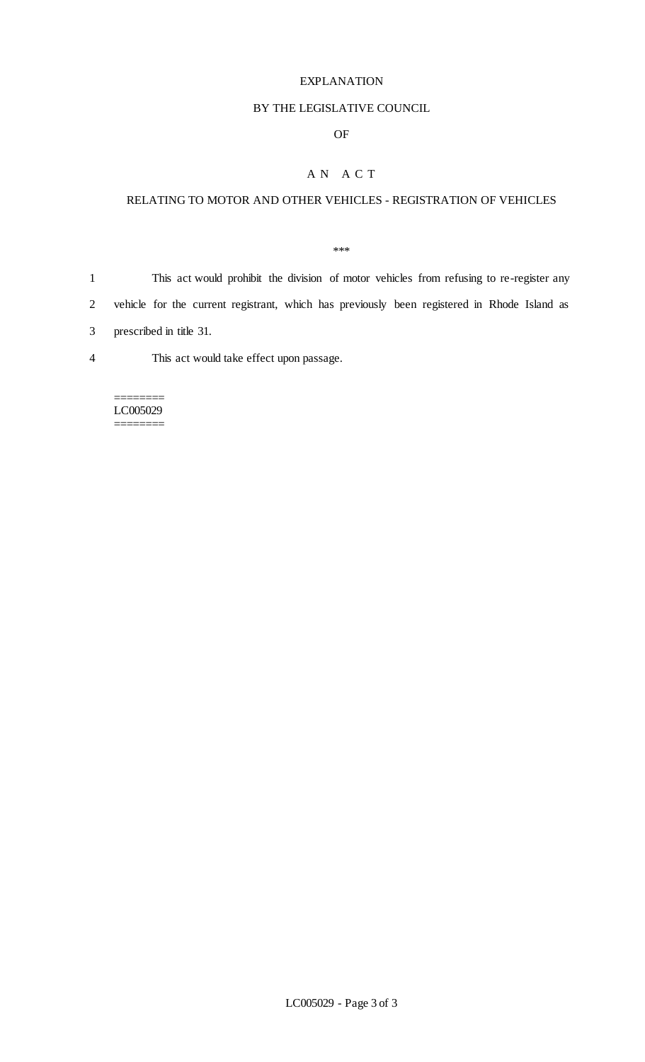EXPLANATION

BY THE LEGISLATIVE COUNCIL

OF

A N A C T

RELATING TO MOTOR AND OTHER VEHICLES - REGISTRATION OF VEHICLES

\*\*\*

1 This act would prohibit the division of motor vehicles from refusing to re-register any
2 vehicle for the current registrant, which has previously been registered in Rhode Island as
3 prescribed in title 31.

4 This act would take effect upon passage.

========
LC005029
========